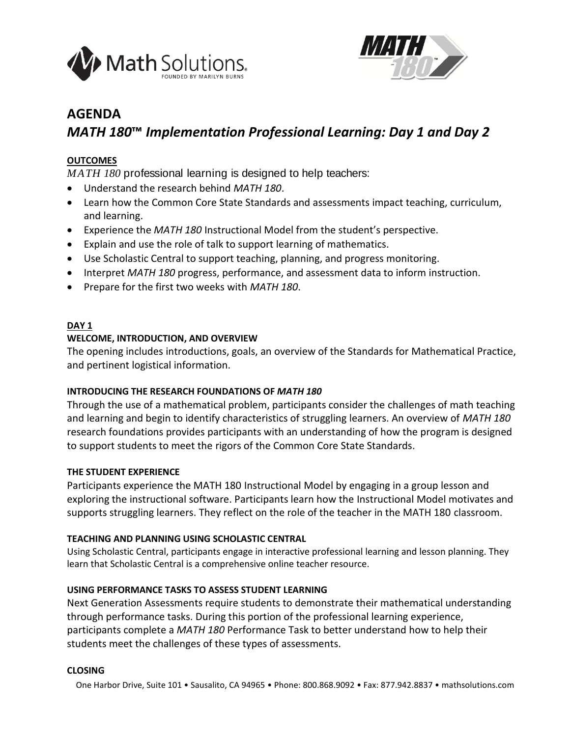# AGENDA

## *MATH 180™ Implementation Professional Learning: Day 1 and Day 2*

**OUTCOMES**

*MATH 180* professional learning is designed to help teachers:

- Understand the research behind *MATH 180*.
- Learn how the Common Core State Standards and assessments impact teaching, curriculum, and learning.
- Experience the *MATH 180* Instructional Model from the student's perspective.
- Explain and use the role of talk to support learning of mathematics.
- Use Scholastic Central to support teaching, planning, and progress monitoring.
- Interpret *MATH 180* progress, performance, and assessment data to inform instruction.
- Prepare for the first two weeks with *MATH 180*.

**DAY 1**

**WELCOME, INTRODUCTION, AND OVERVIEW**

The opening includes introductions, goals, an overview of the Standards for Mathematical Practice, and pertinent logistical information.

**INTRODUCING THE RESEARCH FOUNDATIONS OF *MATH 180***

Through the use of a mathematical problem, participants consider the challenges of math teaching and learning and begin to identify characteristics of struggling learners. An overview of *MATH 180* research foundations provides participants with an understanding of how the program is designed to support students to meet the rigors of the Common Core State Standards.

**THE STUDENT EXPERIENCE**

Participants experience the MATH 180 Instructional Model by engaging in a group lesson and exploring the instructional software. Participants learn how the Instructional Model motivates and supports struggling learners. They reflect on the role of the teacher in the MATH 180 classroom.

**TEACHING AND PLANNING USING SCHOLASTIC CENTRAL**

Using Scholastic Central, participants engage in interactive professional learning and lesson planning. They learn that Scholastic Central is a comprehensive online teacher resource.

**USING PERFORMANCE TASKS TO ASSESS STUDENT LEARNING**

Next Generation Assessments require students to demonstrate their mathematical understanding through performance tasks. During this portion of the professional learning experience, participants complete a *MATH 180* Performance Task to better understand how to help their students meet the challenges of these types of assessments.

**CLOSING**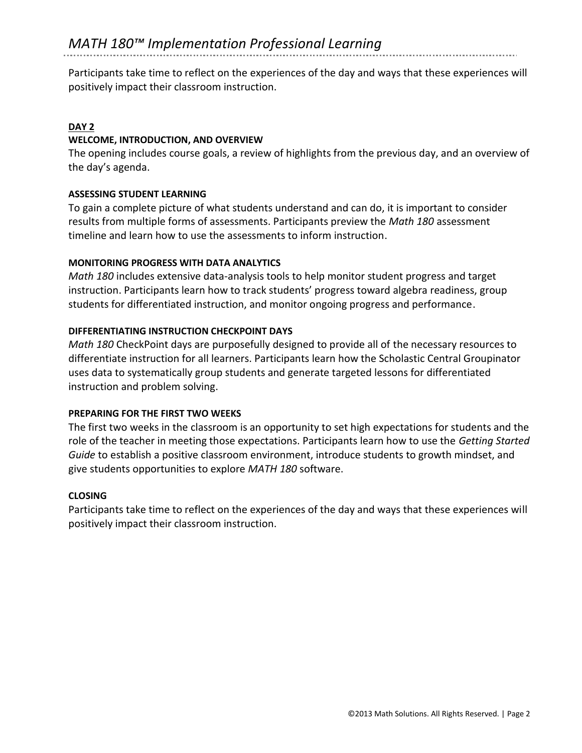Participants take time to reflect on the experiences of the day and ways that these experiences will positively impact their classroom instruction.

## DAY 2

### WELCOME, INTRODUCTION, AND OVERVIEW

The opening includes course goals, a review of highlights from the previous day, and an overview of the day's agenda.

### ASSESSING STUDENT LEARNING

To gain a complete picture of what students understand and can do, it is important to consider results from multiple forms of assessments. Participants preview the *Math 180* assessment timeline and learn how to use the assessments to inform instruction.

### MONITORING PROGRESS WITH DATA ANALYTICS

*Math 180* includes extensive data-analysis tools to help monitor student progress and target instruction. Participants learn how to track students' progress toward algebra readiness, group students for differentiated instruction, and monitor ongoing progress and performance.

### DIFFERENTIATING INSTRUCTION CHECKPOINT DAYS

*Math 180* CheckPoint days are purposefully designed to provide all of the necessary resources to differentiate instruction for all learners. Participants learn how the Scholastic Central Groupinator uses data to systematically group students and generate targeted lessons for differentiated instruction and problem solving.

### PREPARING FOR THE FIRST TWO WEEKS

The first two weeks in the classroom is an opportunity to set high expectations for students and the role of the teacher in meeting those expectations. Participants learn how to use the *Getting Started Guide* to establish a positive classroom environment, introduce students to growth mindset, and give students opportunities to explore *MATH 180* software.

### CLOSING

Participants take time to reflect on the experiences of the day and ways that these experiences will positively impact their classroom instruction.